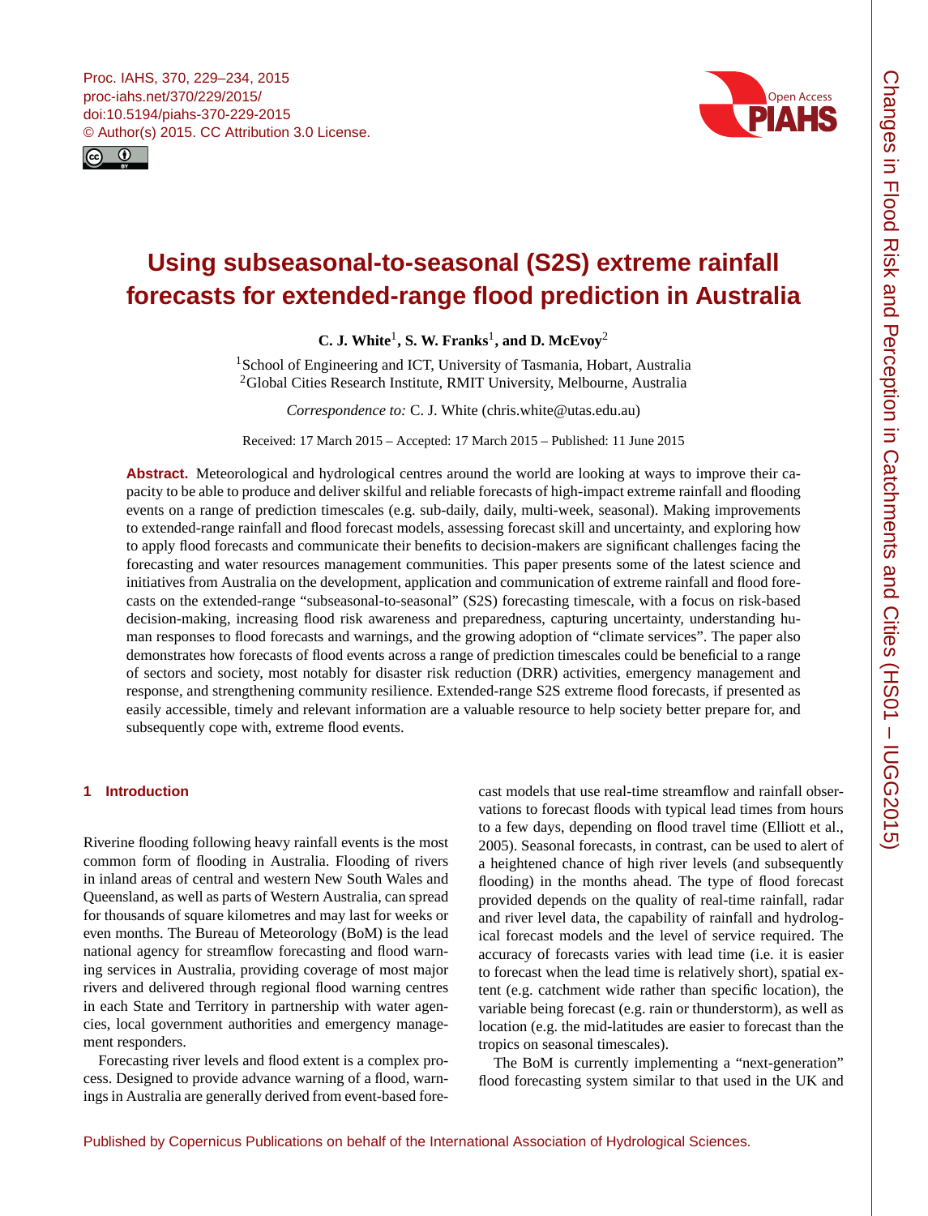# Using subseasonal-to-seasonal (S2S) extreme rainfall forecasts for extended-range flood prediction in Australia

**C. J. White**[1], **S. W. Franks**[1], **and D. McEvoy**[2]

[1]School of Engineering and ICT, University of Tasmania, Hobart, Australia
[2]Global Cities Research Institute, RMIT University, Melbourne, Australia

*Correspondence to:* C. J. White (chris.white@utas.edu.au)

Received: 17 March 2015 – Accepted: 17 March 2015 – Published: 11 June 2015

**Abstract.** Meteorological and hydrological centres around the world are looking at ways to improve their capacity to be able to produce and deliver skilful and reliable forecasts of high-impact extreme rainfall and flooding events on a range of prediction timescales (e.g. sub-daily, daily, multi-week, seasonal). Making improvements to extended-range rainfall and flood forecast models, assessing forecast skill and uncertainty, and exploring how to apply flood forecasts and communicate their benefits to decision-makers are significant challenges facing the forecasting and water resources management communities. This paper presents some of the latest science and initiatives from Australia on the development, application and communication of extreme rainfall and flood forecasts on the extended-range "subseasonal-to-seasonal" (S2S) forecasting timescale, with a focus on risk-based decision-making, increasing flood risk awareness and preparedness, capturing uncertainty, understanding human responses to flood forecasts and warnings, and the growing adoption of "climate services". The paper also demonstrates how forecasts of flood events across a range of prediction timescales could be beneficial to a range of sectors and society, most notably for disaster risk reduction (DRR) activities, emergency management and response, and strengthening community resilience. Extended-range S2S extreme flood forecasts, if presented as easily accessible, timely and relevant information are a valuable resource to help society better prepare for, and subsequently cope with, extreme flood events.

## 1 Introduction

Riverine flooding following heavy rainfall events is the most common form of flooding in Australia. Flooding of rivers in inland areas of central and western New South Wales and Queensland, as well as parts of Western Australia, can spread for thousands of square kilometres and may last for weeks or even months. The Bureau of Meteorology (BoM) is the lead national agency for streamflow forecasting and flood warning services in Australia, providing coverage of most major rivers and delivered through regional flood warning centres in each State and Territory in partnership with water agencies, local government authorities and emergency management responders.

Forecasting river levels and flood extent is a complex process. Designed to provide advance warning of a flood, warnings in Australia are generally derived from event-based forecast models that use real-time streamflow and rainfall observations to forecast floods with typical lead times from hours to a few days, depending on flood travel time (Elliott et al., 2005). Seasonal forecasts, in contrast, can be used to alert of a heightened chance of high river levels (and subsequently flooding) in the months ahead. The type of flood forecast provided depends on the quality of real-time rainfall, radar and river level data, the capability of rainfall and hydrological forecast models and the level of service required. The accuracy of forecasts varies with lead time (i.e. it is easier to forecast when the lead time is relatively short), spatial extent (e.g. catchment wide rather than specific location), the variable being forecast (e.g. rain or thunderstorm), as well as location (e.g. the mid-latitudes are easier to forecast than the tropics on seasonal timescales).

The BoM is currently implementing a "next-generation" flood forecasting system similar to that used in the UK and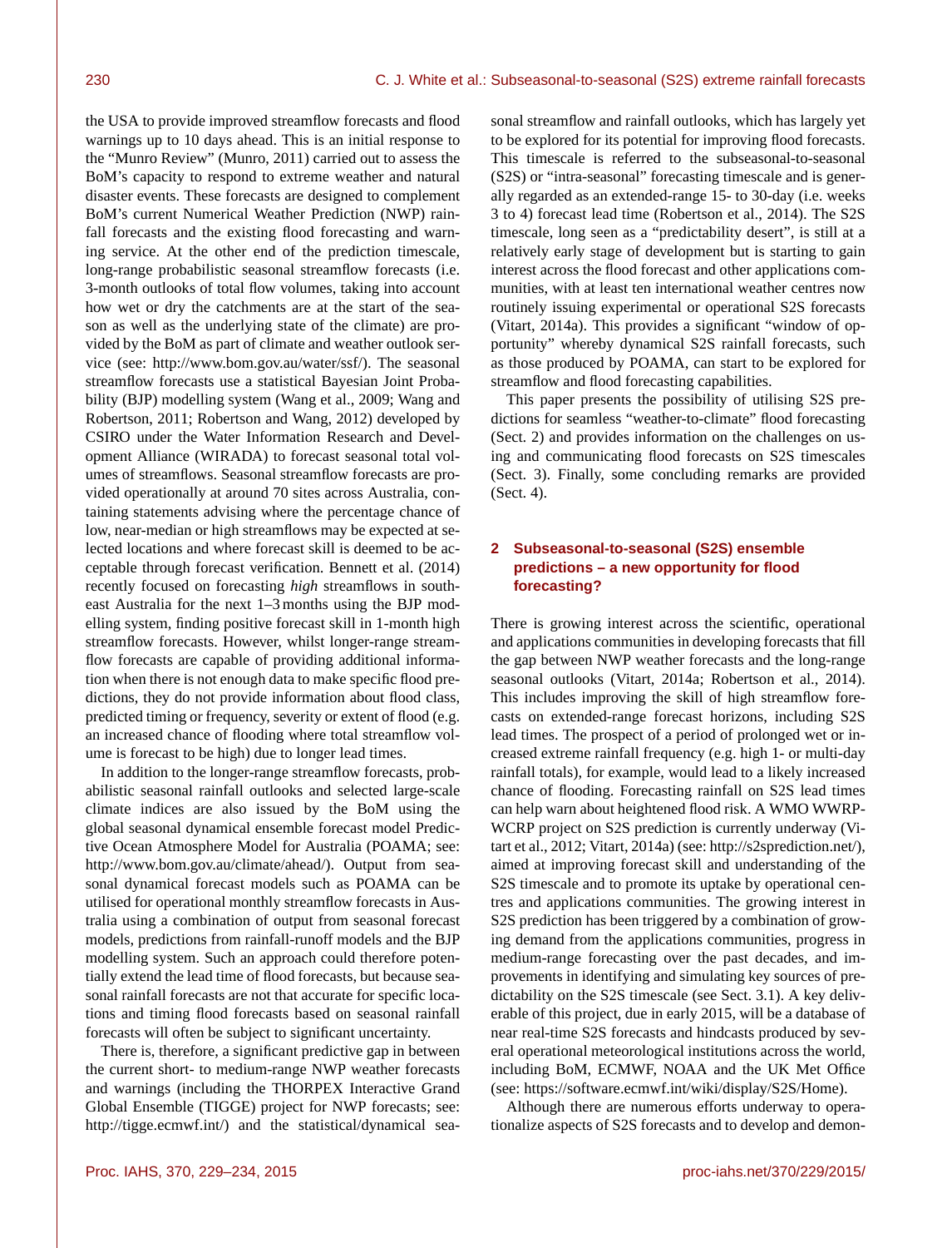the USA to provide improved streamflow forecasts and flood warnings up to 10 days ahead. This is an initial response to the "Munro Review" (Munro, 2011) carried out to assess the BoM's capacity to respond to extreme weather and natural disaster events. These forecasts are designed to complement BoM's current Numerical Weather Prediction (NWP) rainfall forecasts and the existing flood forecasting and warning service. At the other end of the prediction timescale, long-range probabilistic seasonal streamflow forecasts (i.e. 3-month outlooks of total flow volumes, taking into account how wet or dry the catchments are at the start of the season as well as the underlying state of the climate) are provided by the BoM as part of climate and weather outlook service (see: http://www.bom.gov.au/water/ssf/). The seasonal streamflow forecasts use a statistical Bayesian Joint Probability (BJP) modelling system (Wang et al., 2009; Wang and Robertson, 2011; Robertson and Wang, 2012) developed by CSIRO under the Water Information Research and Development Alliance (WIRADA) to forecast seasonal total volumes of streamflows. Seasonal streamflow forecasts are provided operationally at around 70 sites across Australia, containing statements advising where the percentage chance of low, near-median or high streamflows may be expected at selected locations and where forecast skill is deemed to be acceptable through forecast verification. Bennett et al. (2014) recently focused on forecasting *high* streamflows in southeast Australia for the next 1–3 months using the BJP modelling system, finding positive forecast skill in 1-month high streamflow forecasts. However, whilst longer-range streamflow forecasts are capable of providing additional information when there is not enough data to make specific flood predictions, they do not provide information about flood class, predicted timing or frequency, severity or extent of flood (e.g. an increased chance of flooding where total streamflow volume is forecast to be high) due to longer lead times.

In addition to the longer-range streamflow forecasts, probabilistic seasonal rainfall outlooks and selected large-scale climate indices are also issued by the BoM using the global seasonal dynamical ensemble forecast model Predictive Ocean Atmosphere Model for Australia (POAMA; see: http://www.bom.gov.au/climate/ahead/). Output from seasonal dynamical forecast models such as POAMA can be utilised for operational monthly streamflow forecasts in Australia using a combination of output from seasonal forecast models, predictions from rainfall-runoff models and the BJP modelling system. Such an approach could therefore potentially extend the lead time of flood forecasts, but because seasonal rainfall forecasts are not that accurate for specific locations and timing flood forecasts based on seasonal rainfall forecasts will often be subject to significant uncertainty.

There is, therefore, a significant predictive gap in between the current short- to medium-range NWP weather forecasts and warnings (including the THORPEX Interactive Grand Global Ensemble (TIGGE) project for NWP forecasts; see: http://tigge.ecmwf.int/) and the statistical/dynamical seasonal streamflow and rainfall outlooks, which has largely yet to be explored for its potential for improving flood forecasts. This timescale is referred to the subseasonal-to-seasonal (S2S) or "intra-seasonal" forecasting timescale and is generally regarded as an extended-range 15- to 30-day (i.e. weeks 3 to 4) forecast lead time (Robertson et al., 2014). The S2S timescale, long seen as a "predictability desert", is still at a relatively early stage of development but is starting to gain interest across the flood forecast and other applications communities, with at least ten international weather centres now routinely issuing experimental or operational S2S forecasts (Vitart, 2014a). This provides a significant "window of opportunity" whereby dynamical S2S rainfall forecasts, such as those produced by POAMA, can start to be explored for streamflow and flood forecasting capabilities.

This paper presents the possibility of utilising S2S predictions for seamless "weather-to-climate" flood forecasting (Sect. 2) and provides information on the challenges on using and communicating flood forecasts on S2S timescales (Sect. 3). Finally, some concluding remarks are provided (Sect. 4).

## 2 Subseasonal-to-seasonal (S2S) ensemble predictions – a new opportunity for flood forecasting?

There is growing interest across the scientific, operational and applications communities in developing forecasts that fill the gap between NWP weather forecasts and the long-range seasonal outlooks (Vitart, 2014a; Robertson et al., 2014). This includes improving the skill of high streamflow forecasts on extended-range forecast horizons, including S2S lead times. The prospect of a period of prolonged wet or increased extreme rainfall frequency (e.g. high 1- or multi-day rainfall totals), for example, would lead to a likely increased chance of flooding. Forecasting rainfall on S2S lead times can help warn about heightened flood risk. A WMO WWRP-WCRP project on S2S prediction is currently underway (Vitart et al., 2012; Vitart, 2014a) (see: http://s2sprediction.net/), aimed at improving forecast skill and understanding of the S2S timescale and to promote its uptake by operational centres and applications communities. The growing interest in S2S prediction has been triggered by a combination of growing demand from the applications communities, progress in medium-range forecasting over the past decades, and improvements in identifying and simulating key sources of predictability on the S2S timescale (see Sect. 3.1). A key deliverable of this project, due in early 2015, will be a database of near real-time S2S forecasts and hindcasts produced by several operational meteorological institutions across the world, including BoM, ECMWF, NOAA and the UK Met Office (see: https://software.ecmwf.int/wiki/display/S2S/Home).

Although there are numerous efforts underway to operationalize aspects of S2S forecasts and to develop and demon-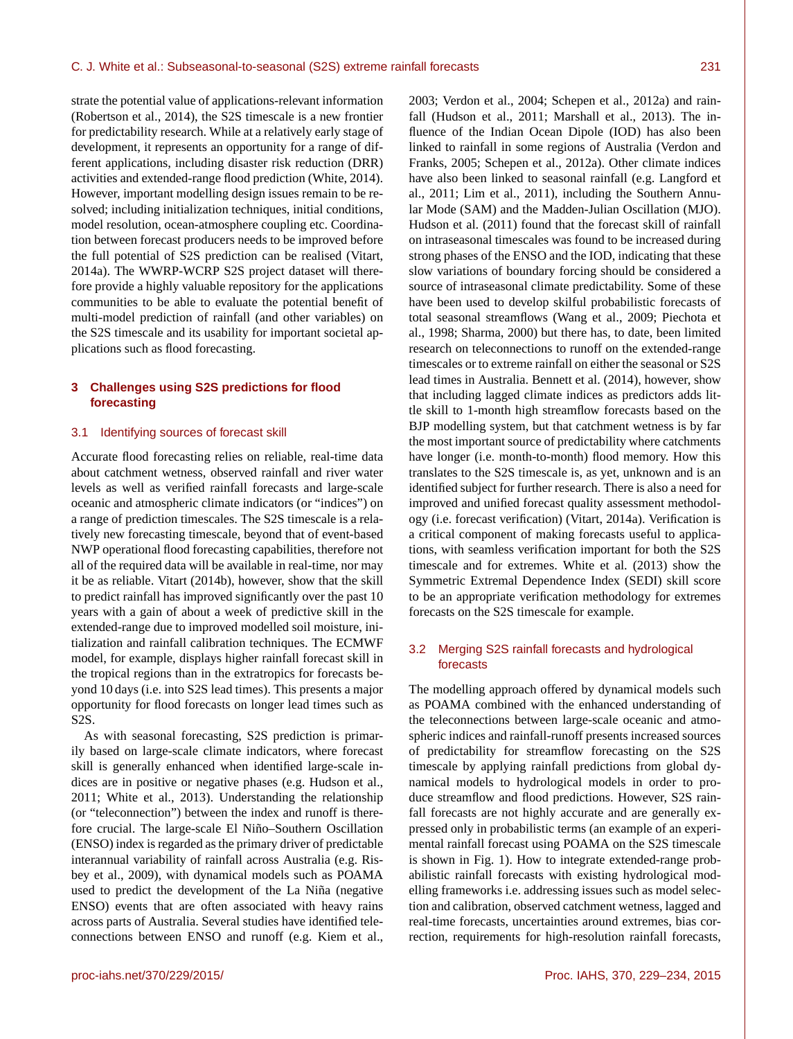strate the potential value of applications-relevant information (Robertson et al., 2014), the S2S timescale is a new frontier for predictability research. While at a relatively early stage of development, it represents an opportunity for a range of different applications, including disaster risk reduction (DRR) activities and extended-range flood prediction (White, 2014). However, important modelling design issues remain to be resolved; including initialization techniques, initial conditions, model resolution, ocean-atmosphere coupling etc. Coordination between forecast producers needs to be improved before the full potential of S2S prediction can be realised (Vitart, 2014a). The WWRP-WCRP S2S project dataset will therefore provide a highly valuable repository for the applications communities to be able to evaluate the potential benefit of multi-model prediction of rainfall (and other variables) on the S2S timescale and its usability for important societal applications such as flood forecasting.

## 3 Challenges using S2S predictions for flood forecasting

### 3.1 Identifying sources of forecast skill

Accurate flood forecasting relies on reliable, real-time data about catchment wetness, observed rainfall and river water levels as well as verified rainfall forecasts and large-scale oceanic and atmospheric climate indicators (or "indices") on a range of prediction timescales. The S2S timescale is a relatively new forecasting timescale, beyond that of event-based NWP operational flood forecasting capabilities, therefore not all of the required data will be available in real-time, nor may it be as reliable. Vitart (2014b), however, show that the skill to predict rainfall has improved significantly over the past 10 years with a gain of about a week of predictive skill in the extended-range due to improved modelled soil moisture, initialization and rainfall calibration techniques. The ECMWF model, for example, displays higher rainfall forecast skill in the tropical regions than in the extratropics for forecasts beyond 10 days (i.e. into S2S lead times). This presents a major opportunity for flood forecasts on longer lead times such as S2S.

As with seasonal forecasting, S2S prediction is primarily based on large-scale climate indicators, where forecast skill is generally enhanced when identified large-scale indices are in positive or negative phases (e.g. Hudson et al., 2011; White et al., 2013). Understanding the relationship (or "teleconnection") between the index and runoff is therefore crucial. The large-scale El Niño–Southern Oscillation (ENSO) index is regarded as the primary driver of predictable interannual variability of rainfall across Australia (e.g. Risbey et al., 2009), with dynamical models such as POAMA used to predict the development of the La Niña (negative ENSO) events that are often associated with heavy rains across parts of Australia. Several studies have identified teleconnections between ENSO and runoff (e.g. Kiem et al., 2003; Verdon et al., 2004; Schepen et al., 2012a) and rainfall (Hudson et al., 2011; Marshall et al., 2013). The influence of the Indian Ocean Dipole (IOD) has also been linked to rainfall in some regions of Australia (Verdon and Franks, 2005; Schepen et al., 2012a). Other climate indices have also been linked to seasonal rainfall (e.g. Langford et al., 2011; Lim et al., 2011), including the Southern Annular Mode (SAM) and the Madden-Julian Oscillation (MJO). Hudson et al. (2011) found that the forecast skill of rainfall on intraseasonal timescales was found to be increased during strong phases of the ENSO and the IOD, indicating that these slow variations of boundary forcing should be considered a source of intraseasonal climate predictability. Some of these have been used to develop skilful probabilistic forecasts of total seasonal streamflows (Wang et al., 2009; Piechota et al., 1998; Sharma, 2000) but there has, to date, been limited research on teleconnections to runoff on the extended-range timescales or to extreme rainfall on either the seasonal or S2S lead times in Australia. Bennett et al. (2014), however, show that including lagged climate indices as predictors adds little skill to 1-month high streamflow forecasts based on the BJP modelling system, but that catchment wetness is by far the most important source of predictability where catchments have longer (i.e. month-to-month) flood memory. How this translates to the S2S timescale is, as yet, unknown and is an identified subject for further research. There is also a need for improved and unified forecast quality assessment methodology (i.e. forecast verification) (Vitart, 2014a). Verification is a critical component of making forecasts useful to applications, with seamless verification important for both the S2S timescale and for extremes. White et al. (2013) show the Symmetric Extremal Dependence Index (SEDI) skill score to be an appropriate verification methodology for extremes forecasts on the S2S timescale for example.

### 3.2 Merging S2S rainfall forecasts and hydrological forecasts

The modelling approach offered by dynamical models such as POAMA combined with the enhanced understanding of the teleconnections between large-scale oceanic and atmospheric indices and rainfall-runoff presents increased sources of predictability for streamflow forecasting on the S2S timescale by applying rainfall predictions from global dynamical models to hydrological models in order to produce streamflow and flood predictions. However, S2S rainfall forecasts are not highly accurate and are generally expressed only in probabilistic terms (an example of an experimental rainfall forecast using POAMA on the S2S timescale is shown in Fig. 1). How to integrate extended-range probabilistic rainfall forecasts with existing hydrological modelling frameworks i.e. addressing issues such as model selection and calibration, observed catchment wetness, lagged and real-time forecasts, uncertainties around extremes, bias correction, requirements for high-resolution rainfall forecasts,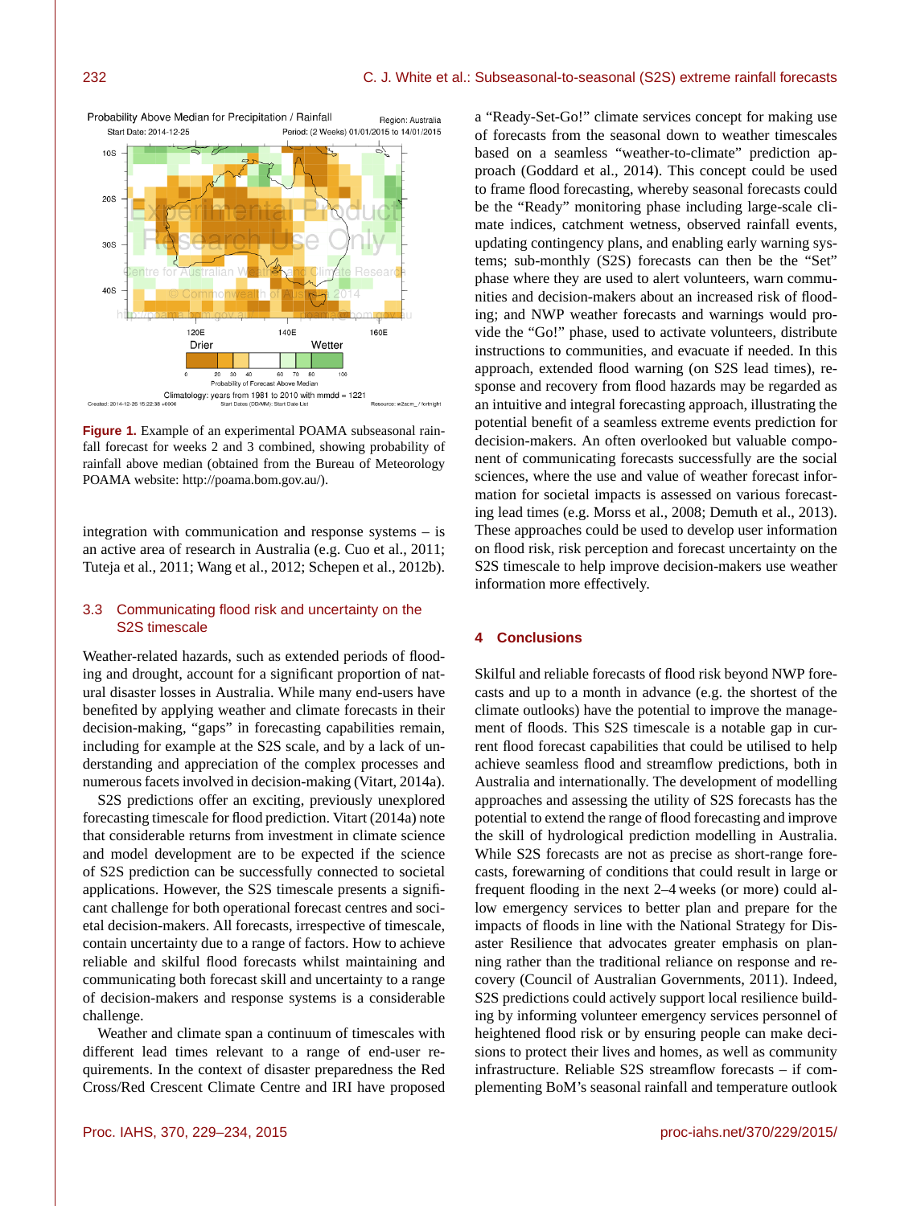**Figure 1.** Example of an experimental POAMA subseasonal rainfall forecast for weeks 2 and 3 combined, showing probability of rainfall above median (obtained from the Bureau of Meteorology POAMA website: http://poama.bom.gov.au/).

integration with communication and response systems – is an active area of research in Australia (e.g. Cuo et al., 2011; Tuteja et al., 2011; Wang et al., 2012; Schepen et al., 2012b).

### 3.3 Communicating flood risk and uncertainty on the S2S timescale

Weather-related hazards, such as extended periods of flooding and drought, account for a significant proportion of natural disaster losses in Australia. While many end-users have benefited by applying weather and climate forecasts in their decision-making, "gaps" in forecasting capabilities remain, including for example at the S2S scale, and by a lack of understanding and appreciation of the complex processes and numerous facets involved in decision-making (Vitart, 2014a).

S2S predictions offer an exciting, previously unexplored forecasting timescale for flood prediction. Vitart (2014a) note that considerable returns from investment in climate science and model development are to be expected if the science of S2S prediction can be successfully connected to societal applications. However, the S2S timescale presents a significant challenge for both operational forecast centres and societal decision-makers. All forecasts, irrespective of timescale, contain uncertainty due to a range of factors. How to achieve reliable and skilful flood forecasts whilst maintaining and communicating both forecast skill and uncertainty to a range of decision-makers and response systems is a considerable challenge.

Weather and climate span a continuum of timescales with different lead times relevant to a range of end-user requirements. In the context of disaster preparedness the Red Cross/Red Crescent Climate Centre and IRI have proposed a "Ready-Set-Go!" climate services concept for making use of forecasts from the seasonal down to weather timescales based on a seamless "weather-to-climate" prediction approach (Goddard et al., 2014). This concept could be used to frame flood forecasting, whereby seasonal forecasts could be the "Ready" monitoring phase including large-scale climate indices, catchment wetness, observed rainfall events, updating contingency plans, and enabling early warning systems; sub-monthly (S2S) forecasts can then be the "Set" phase where they are used to alert volunteers, warn communities and decision-makers about an increased risk of flooding; and NWP weather forecasts and warnings would provide the "Go!" phase, used to activate volunteers, distribute instructions to communities, and evacuate if needed. In this approach, extended flood warning (on S2S lead times), response and recovery from flood hazards may be regarded as an intuitive and integral forecasting approach, illustrating the potential benefit of a seamless extreme events prediction for decision-makers. An often overlooked but valuable component of communicating forecasts successfully are the social sciences, where the use and value of weather forecast information for societal impacts is assessed on various forecasting lead times (e.g. Morss et al., 2008; Demuth et al., 2013). These approaches could be used to develop user information on flood risk, risk perception and forecast uncertainty on the S2S timescale to help improve decision-makers use weather information more effectively.

## 4 Conclusions

Skilful and reliable forecasts of flood risk beyond NWP forecasts and up to a month in advance (e.g. the shortest of the climate outlooks) have the potential to improve the management of floods. This S2S timescale is a notable gap in current flood forecast capabilities that could be utilised to help achieve seamless flood and streamflow predictions, both in Australia and internationally. The development of modelling approaches and assessing the utility of S2S forecasts has the potential to extend the range of flood forecasting and improve the skill of hydrological prediction modelling in Australia. While S2S forecasts are not as precise as short-range forecasts, forewarning of conditions that could result in large or frequent flooding in the next 2–4 weeks (or more) could allow emergency services to better plan and prepare for the impacts of floods in line with the National Strategy for Disaster Resilience that advocates greater emphasis on planning rather than the traditional reliance on response and recovery (Council of Australian Governments, 2011). Indeed, S2S predictions could actively support local resilience building by informing volunteer emergency services personnel of heightened flood risk or by ensuring people can make decisions to protect their lives and homes, as well as community infrastructure. Reliable S2S streamflow forecasts – if complementing BoM's seasonal rainfall and temperature outlook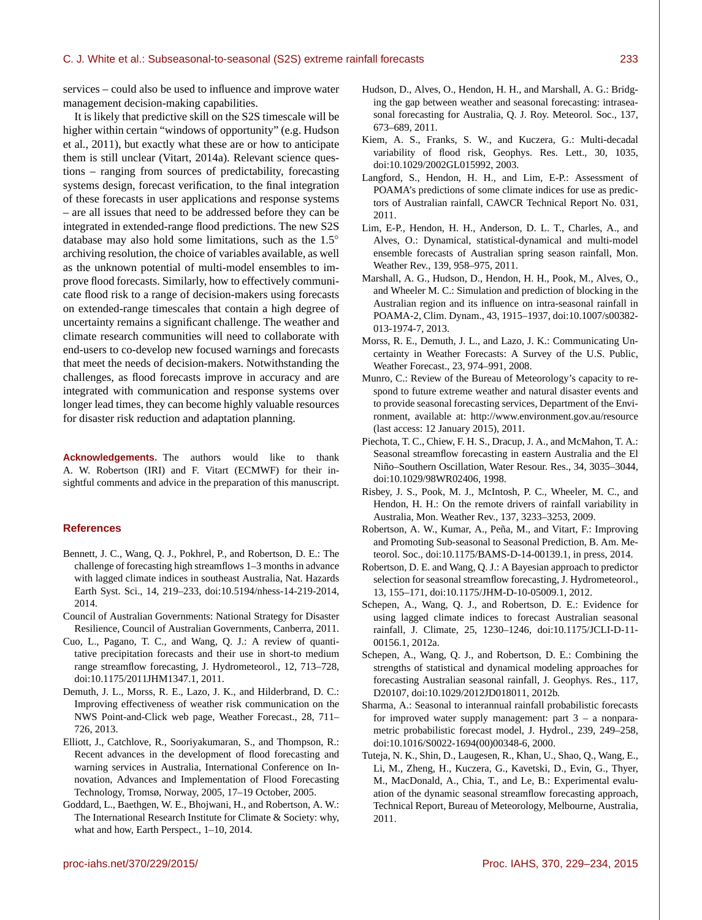services – could also be used to influence and improve water management decision-making capabilities.

It is likely that predictive skill on the S2S timescale will be higher within certain "windows of opportunity" (e.g. Hudson et al., 2011), but exactly what these are or how to anticipate them is still unclear (Vitart, 2014a). Relevant science questions – ranging from sources of predictability, forecasting systems design, forecast verification, to the final integration of these forecasts in user applications and response systems – are all issues that need to be addressed before they can be integrated in extended-range flood predictions. The new S2S database may also hold some limitations, such as the 1.5° archiving resolution, the choice of variables available, as well as the unknown potential of multi-model ensembles to improve flood forecasts. Similarly, how to effectively communicate flood risk to a range of decision-makers using forecasts on extended-range timescales that contain a high degree of uncertainty remains a significant challenge. The weather and climate research communities will need to collaborate with end-users to co-develop new focused warnings and forecasts that meet the needs of decision-makers. Notwithstanding the challenges, as flood forecasts improve in accuracy and are integrated with communication and response systems over longer lead times, they can become highly valuable resources for disaster risk reduction and adaptation planning.

**Acknowledgements.** The authors would like to thank A. W. Robertson (IRI) and F. Vitart (ECMWF) for their insightful comments and advice in the preparation of this manuscript.

## References

Bennett, J. C., Wang, Q. J., Pokhrel, P., and Robertson, D. E.: The challenge of forecasting high streamflows 1–3 months in advance with lagged climate indices in southeast Australia, Nat. Hazards Earth Syst. Sci., 14, 219–233, doi:10.5194/nhess-14-219-2014, 2014.

Council of Australian Governments: National Strategy for Disaster Resilience, Council of Australian Governments, Canberra, 2011.

Cuo, L., Pagano, T. C., and Wang, Q. J.: A review of quantitative precipitation forecasts and their use in short-to medium range streamflow forecasting, J. Hydrometeorol., 12, 713–728, doi:10.1175/2011JHM1347.1, 2011.

Demuth, J. L., Morss, R. E., Lazo, J. K., and Hilderbrand, D. C.: Improving effectiveness of weather risk communication on the NWS Point-and-Click web page, Weather Forecast., 28, 711–726, 2013.

Elliott, J., Catchlove, R., Sooriyakumaran, S., and Thompson, R.: Recent advances in the development of flood forecasting and warning services in Australia, International Conference on Innovation, Advances and Implementation of Flood Forecasting Technology, Tromsø, Norway, 2005, 17–19 October, 2005.

Goddard, L., Baethgen, W. E., Bhojwani, H., and Robertson, A. W.: The International Research Institute for Climate & Society: why, what and how, Earth Perspect., 1–10, 2014.

Hudson, D., Alves, O., Hendon, H. H., and Marshall, A. G.: Bridging the gap between weather and seasonal forecasting: intraseasonal forecasting for Australia, Q. J. Roy. Meteorol. Soc., 137, 673–689, 2011.

Kiem, A. S., Franks, S. W., and Kuczera, G.: Multi-decadal variability of flood risk, Geophys. Res. Lett., 30, 1035, doi:10.1029/2002GL015992, 2003.

Langford, S., Hendon, H. H., and Lim, E-P.: Assessment of POAMA's predictions of some climate indices for use as predictors of Australian rainfall, CAWCR Technical Report No. 031, 2011.

Lim, E-P., Hendon, H. H., Anderson, D. L. T., Charles, A., and Alves, O.: Dynamical, statistical-dynamical and multi-model ensemble forecasts of Australian spring season rainfall, Mon. Weather Rev., 139, 958–975, 2011.

Marshall, A. G., Hudson, D., Hendon, H. H., Pook, M., Alves, O., and Wheeler M. C.: Simulation and prediction of blocking in the Australian region and its influence on intra-seasonal rainfall in POAMA-2, Clim. Dynam., 43, 1915–1937, doi:10.1007/s00382-013-1974-7, 2013.

Morss, R. E., Demuth, J. L., and Lazo, J. K.: Communicating Uncertainty in Weather Forecasts: A Survey of the U.S. Public, Weather Forecast., 23, 974–991, 2008.

Munro, C.: Review of the Bureau of Meteorology's capacity to respond to future extreme weather and natural disaster events and to provide seasonal forecasting services, Department of the Environment, available at: http://www.environment.gov.au/resource (last access: 12 January 2015), 2011.

Piechota, T. C., Chiew, F. H. S., Dracup, J. A., and McMahon, T. A.: Seasonal streamflow forecasting in eastern Australia and the El Niño–Southern Oscillation, Water Resour. Res., 34, 3035–3044, doi:10.1029/98WR02406, 1998.

Risbey, J. S., Pook, M. J., McIntosh, P. C., Wheeler, M. C., and Hendon, H. H.: On the remote drivers of rainfall variability in Australia, Mon. Weather Rev., 137, 3233–3253, 2009.

Robertson, A. W., Kumar, A., Peña, M., and Vitart, F.: Improving and Promoting Sub-seasonal to Seasonal Prediction, B. Am. Meteorol. Soc., doi:10.1175/BAMS-D-14-00139.1, in press, 2014.

Robertson, D. E. and Wang, Q. J.: A Bayesian approach to predictor selection for seasonal streamflow forecasting, J. Hydrometeorol., 13, 155–171, doi:10.1175/JHM-D-10-05009.1, 2012.

Schepen, A., Wang, Q. J., and Robertson, D. E.: Evidence for using lagged climate indices to forecast Australian seasonal rainfall, J. Climate, 25, 1230–1246, doi:10.1175/JCLI-D-11-00156.1, 2012a.

Schepen, A., Wang, Q. J., and Robertson, D. E.: Combining the strengths of statistical and dynamical modeling approaches for forecasting Australian seasonal rainfall, J. Geophys. Res., 117, D20107, doi:10.1029/2012JD018011, 2012b.

Sharma, A.: Seasonal to interannual rainfall probabilistic forecasts for improved water supply management: part 3 – a nonparametric probabilistic forecast model, J. Hydrol., 239, 249–258, doi:10.1016/S0022-1694(00)00348-6, 2000.

Tuteja, N. K., Shin, D., Laugesen, R., Khan, U., Shao, Q., Wang, E., Li, M., Zheng, H., Kuczera, G., Kavetski, D., Evin, G., Thyer, M., MacDonald, A., Chia, T., and Le, B.: Experimental evaluation of the dynamic seasonal streamflow forecasting approach, Technical Report, Bureau of Meteorology, Melbourne, Australia, 2011.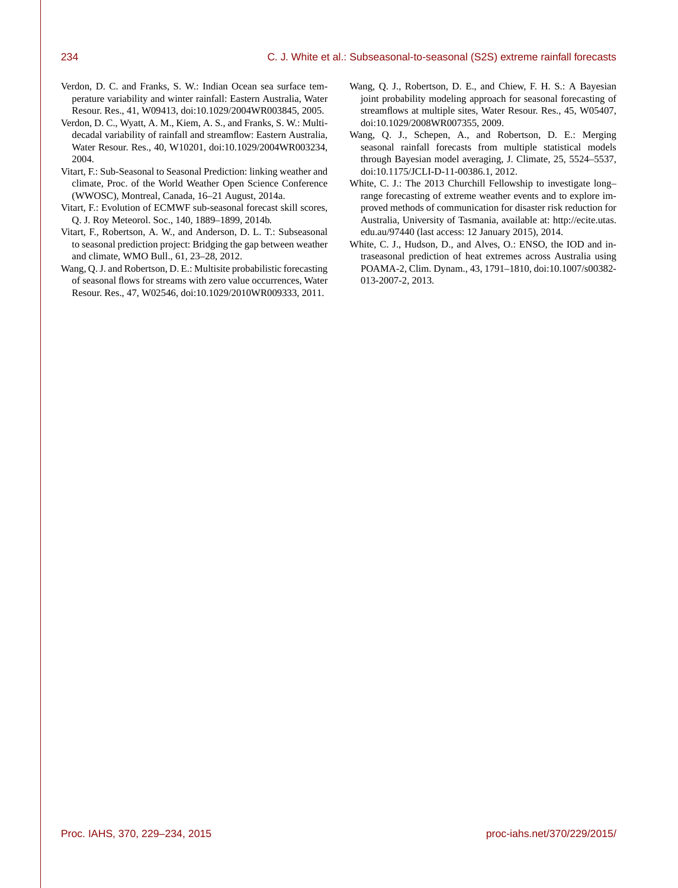Verdon, D. C. and Franks, S. W.: Indian Ocean sea surface temperature variability and winter rainfall: Eastern Australia, Water Resour. Res., 41, W09413, doi:10.1029/2004WR003845, 2005.

Verdon, D. C., Wyatt, A. M., Kiem, A. S., and Franks, S. W.: Multidecadal variability of rainfall and streamflow: Eastern Australia, Water Resour. Res., 40, W10201, doi:10.1029/2004WR003234, 2004.

Vitart, F.: Sub-Seasonal to Seasonal Prediction: linking weather and climate, Proc. of the World Weather Open Science Conference (WWOSC), Montreal, Canada, 16–21 August, 2014a.

Vitart, F.: Evolution of ECMWF sub-seasonal forecast skill scores, Q. J. Roy Meteorol. Soc., 140, 1889–1899, 2014b.

Vitart, F., Robertson, A. W., and Anderson, D. L. T.: Subseasonal to seasonal prediction project: Bridging the gap between weather and climate, WMO Bull., 61, 23–28, 2012.

Wang, Q. J. and Robertson, D. E.: Multisite probabilistic forecasting of seasonal flows for streams with zero value occurrences, Water Resour. Res., 47, W02546, doi:10.1029/2010WR009333, 2011.

Wang, Q. J., Robertson, D. E., and Chiew, F. H. S.: A Bayesian joint probability modeling approach for seasonal forecasting of streamflows at multiple sites, Water Resour. Res., 45, W05407, doi:10.1029/2008WR007355, 2009.

Wang, Q. J., Schepen, A., and Robertson, D. E.: Merging seasonal rainfall forecasts from multiple statistical models through Bayesian model averaging, J. Climate, 25, 5524–5537, doi:10.1175/JCLI-D-11-00386.1, 2012.

White, C. J.: The 2013 Churchill Fellowship to investigate long–range forecasting of extreme weather events and to explore improved methods of communication for disaster risk reduction for Australia, University of Tasmania, available at: http://ecite.utas.edu.au/97440 (last access: 12 January 2015), 2014.

White, C. J., Hudson, D., and Alves, O.: ENSO, the IOD and intraseasonal prediction of heat extremes across Australia using POAMA-2, Clim. Dynam., 43, 1791–1810, doi:10.1007/s00382-013-2007-2, 2013.